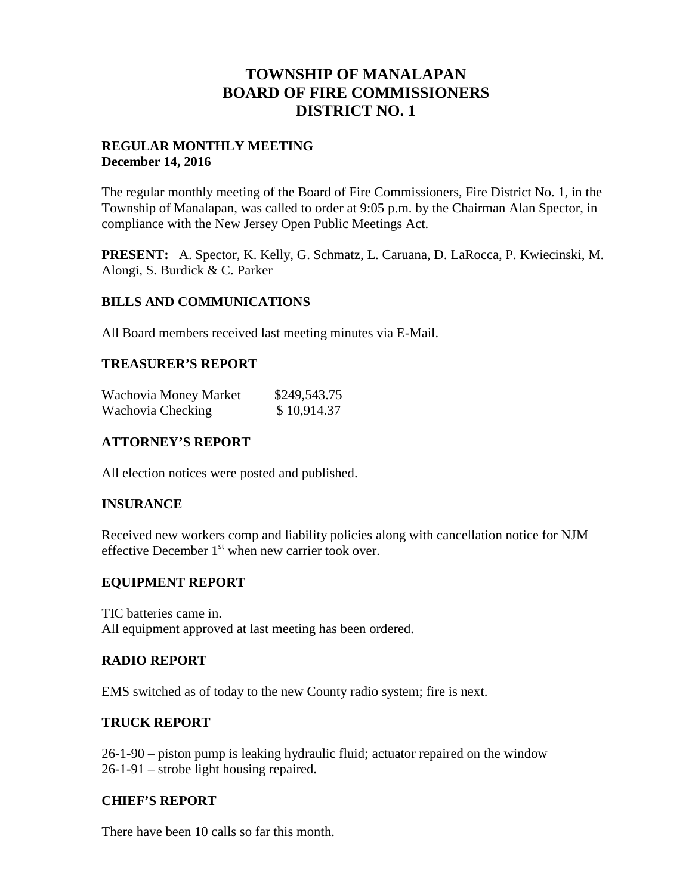# TOWNSHIP OF MANALAPAN
# BOARD OF FIRE COMMISSIONERS
# DISTRICT NO. 1

**REGULAR MONTHLY MEETING**
**December 14, 2016**

The regular monthly meeting of the Board of Fire Commissioners, Fire District No. 1, in the Township of Manalapan, was called to order at 9:05 p.m. by the Chairman Alan Spector, in compliance with the New Jersey Open Public Meetings Act.

**PRESENT:** A. Spector, K. Kelly, G. Schmatz, L. Caruana, D. LaRocca, P. Kwiecinski, M. Alongi, S. Burdick & C. Parker

## BILLS AND COMMUNICATIONS

All Board members received last meeting minutes via E-Mail.

## TREASURER'S REPORT

| | |
|---|---|
| Wachovia Money Market | $249,543.75 |
| Wachovia Checking | $ 10,914.37 |

## ATTORNEY'S REPORT

All election notices were posted and published.

## INSURANCE

Received new workers comp and liability policies along with cancellation notice for NJM effective December 1st when new carrier took over.

## EQUIPMENT REPORT

TIC batteries came in.
All equipment approved at last meeting has been ordered.

## RADIO REPORT

EMS switched as of today to the new County radio system; fire is next.

## TRUCK REPORT

26-1-90 – piston pump is leaking hydraulic fluid; actuator repaired on the window
26-1-91 – strobe light housing repaired.

## CHIEF'S REPORT

There have been 10 calls so far this month.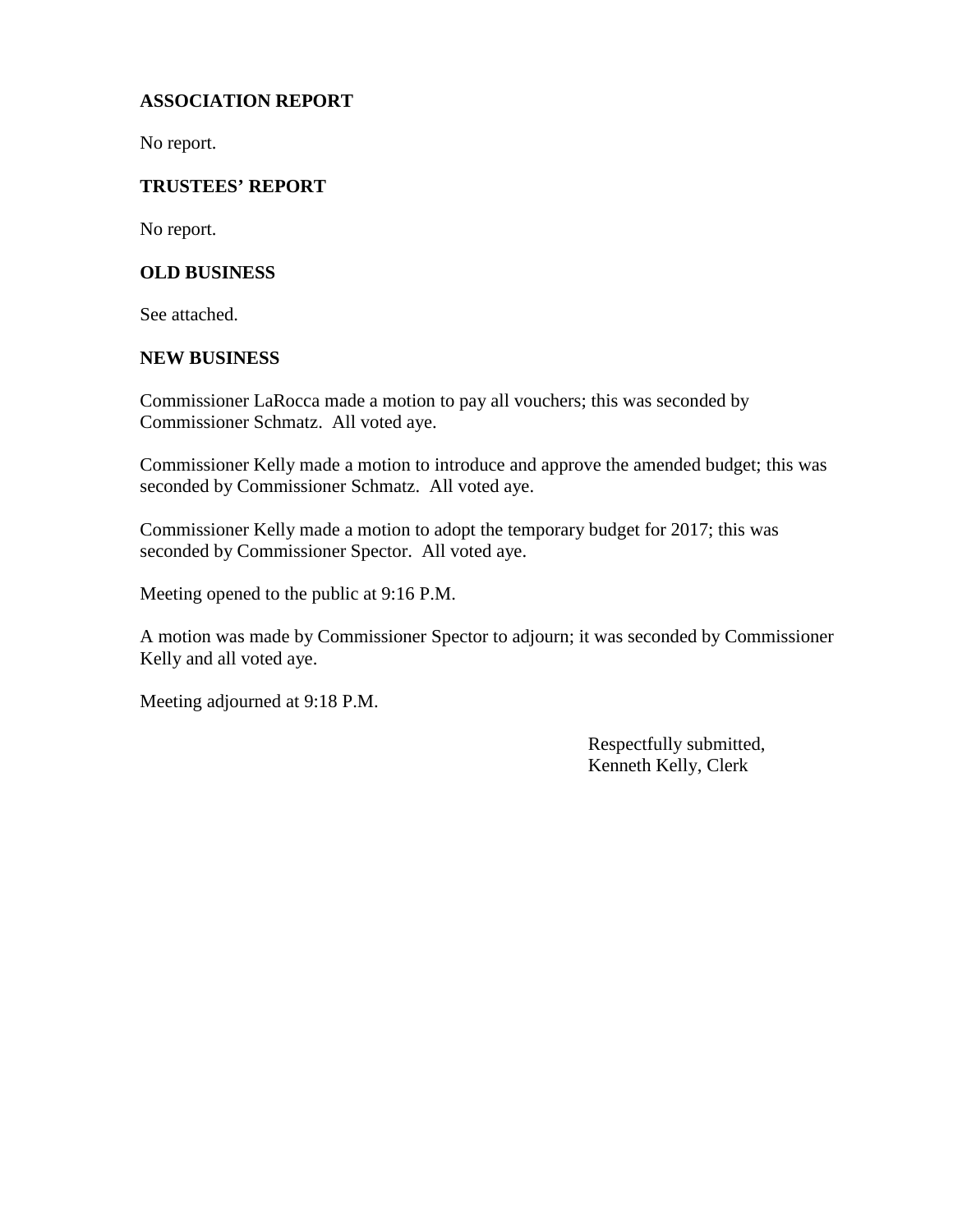## ASSOCIATION REPORT

No report.

## TRUSTEES' REPORT

No report.

## OLD BUSINESS

See attached.

## NEW BUSINESS

Commissioner LaRocca made a motion to pay all vouchers; this was seconded by Commissioner Schmatz. All voted aye.

Commissioner Kelly made a motion to introduce and approve the amended budget; this was seconded by Commissioner Schmatz. All voted aye.

Commissioner Kelly made a motion to adopt the temporary budget for 2017; this was seconded by Commissioner Spector. All voted aye.

Meeting opened to the public at 9:16 P.M.

A motion was made by Commissioner Spector to adjourn; it was seconded by Commissioner Kelly and all voted aye.

Meeting adjourned at 9:18 P.M.

Respectfully submitted,
Kenneth Kelly, Clerk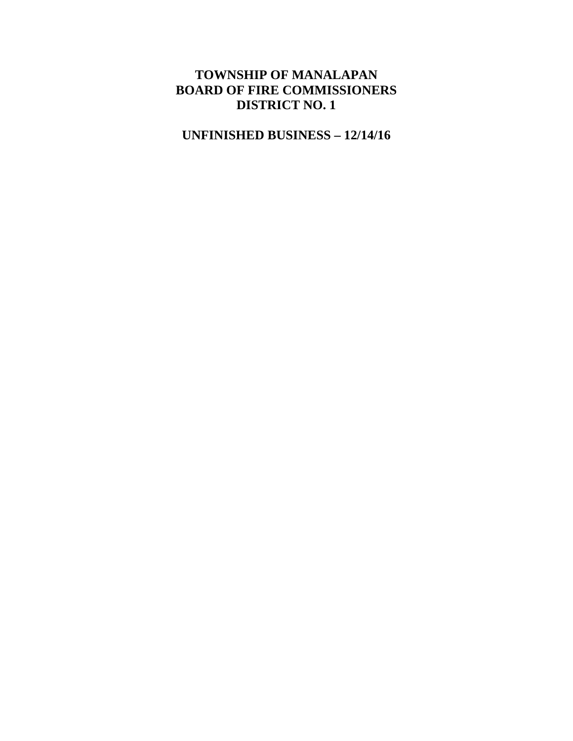# TOWNSHIP OF MANALAPAN
# BOARD OF FIRE COMMISSIONERS
# DISTRICT NO. 1

## UNFINISHED BUSINESS – 12/14/16